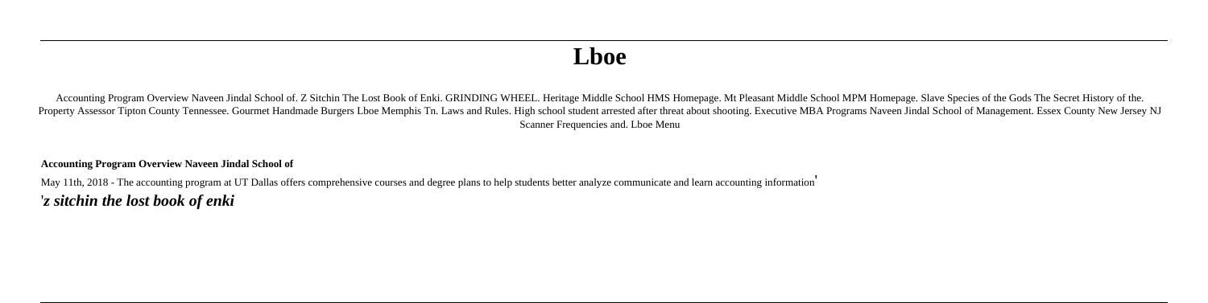# Lboe

Accounting Program Overview Naveen Jindal School of. Z Sitchin The Lost Book of Enki. GRINDING WHEEL. Heritage Middle School HMS Homepage. Mt Pleasant Middle School MPM Homepage. Slave Species of the Gods The Secret History of the. Property Assessor Tipton County Tennessee. Gourmet Handmade Burgers Lboe Memphis Tn. Laws and Rules. High school student arrested after threat about shooting. Executive MBA Programs Naveen Jindal School of Management. Essex County New Jersey NJ Scanner Frequencies and. Lboe Menu

**Accounting Program Overview Naveen Jindal School of**

May 11th, 2018 - The accounting program at UT Dallas offers comprehensive courses and degree plans to help students better analyze communicate and learn accounting information'

'***z sitchin the lost book of enki***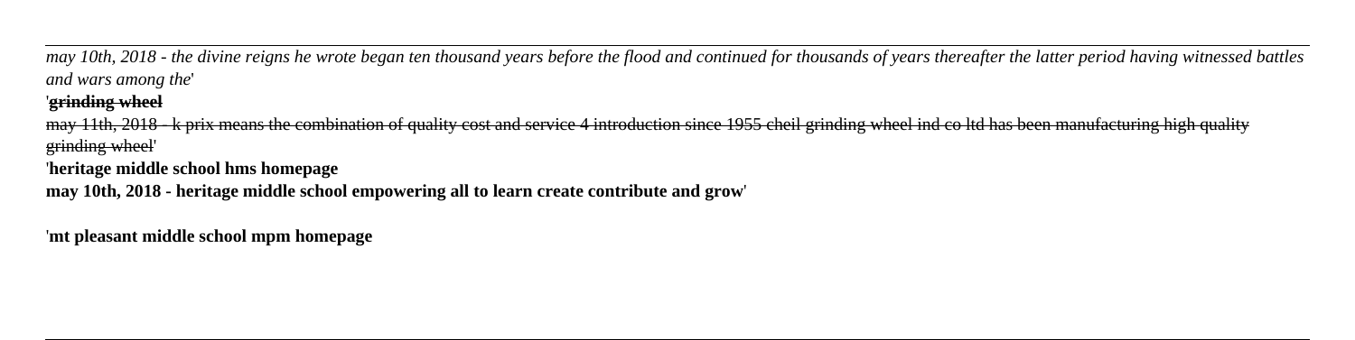*may 10th, 2018 - the divine reigns he wrote began ten thousand years before the flood and continued for thousands of years thereafter the latter period having witnessed battles and wars among the*'

'~~**grinding wheel**~~

~~may 11th, 2018 - k prix means the combination of quality cost and service 4 introduction since 1955 cheil grinding wheel ind co ltd has been manufacturing high quality grinding wheel~~'

'**heritage middle school hms homepage**

**may 10th, 2018 - heritage middle school empowering all to learn create contribute and grow**'

'**mt pleasant middle school mpm homepage**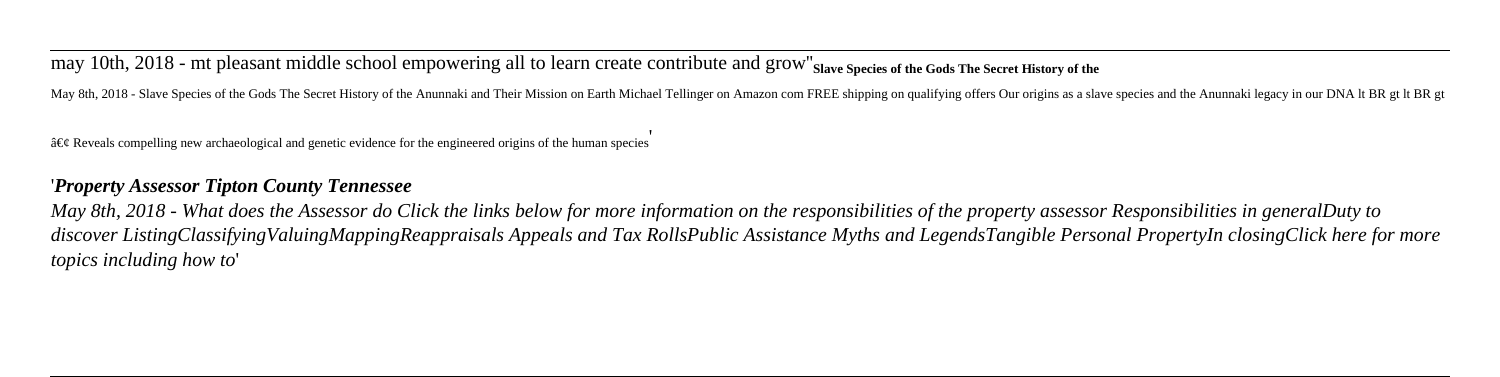may 10th, 2018 - mt pleasant middle school empowering all to learn create contribute and grow''**Slave Species of the Gods The Secret History of the**

May 8th, 2018 - Slave Species of the Gods The Secret History of the Anunnaki and Their Mission on Earth Michael Tellinger on Amazon com FREE shipping on qualifying offers Our origins as a slave species and the Anunnaki legacy in our DNA lt BR gt lt BR gt

â€¢ Reveals compelling new archaeological and genetic evidence for the engineered origins of the human species'

'***Property Assessor Tipton County Tennessee***

*May 8th, 2018 - What does the Assessor do Click the links below for more information on the responsibilities of the property assessor Responsibilities in generalDuty to discover ListingClassifyingValuingMappingReappraisals Appeals and Tax RollsPublic Assistance Myths and LegendsTangible Personal PropertyIn closingClick here for more topics including how to*'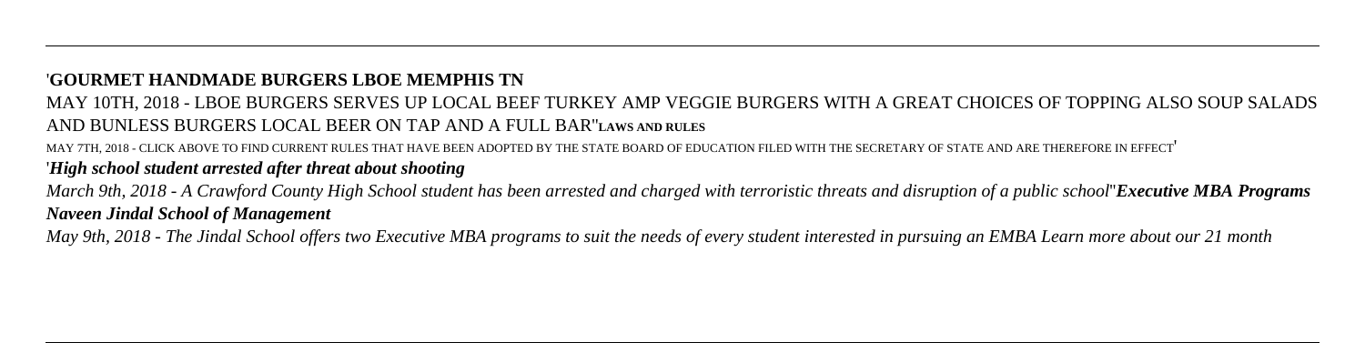'**GOURMET HANDMADE BURGERS LBOE MEMPHIS TN**

MAY 10TH, 2018 - LBOE BURGERS SERVES UP LOCAL BEEF TURKEY AMP VEGGIE BURGERS WITH A GREAT CHOICES OF TOPPING ALSO SOUP SALADS AND BUNLESS BURGERS LOCAL BEER ON TAP AND A FULL BAR''**LAWS AND RULES**

MAY 7TH, 2018 - CLICK ABOVE TO FIND CURRENT RULES THAT HAVE BEEN ADOPTED BY THE STATE BOARD OF EDUCATION FILED WITH THE SECRETARY OF STATE AND ARE THEREFORE IN EFFECT'

'***High school student arrested after threat about shooting***

*March 9th, 2018 - A Crawford County High School student has been arrested and charged with terroristic threats and disruption of a public school*''***Executive MBA Programs Naveen Jindal School of Management***

*May 9th, 2018 - The Jindal School offers two Executive MBA programs to suit the needs of every student interested in pursuing an EMBA Learn more about our 21 month*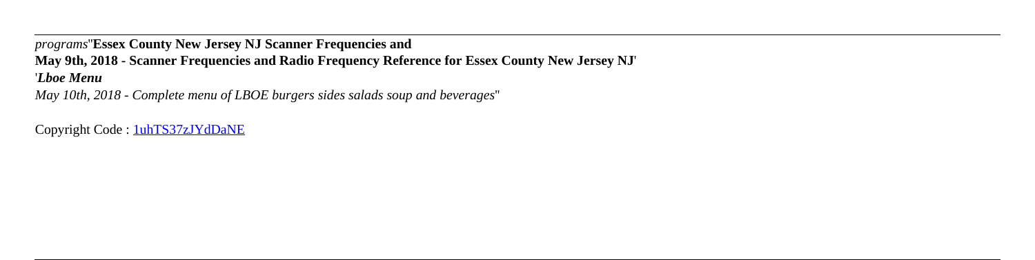*programs*''**Essex County New Jersey NJ Scanner Frequencies and May 9th, 2018 - Scanner Frequencies and Radio Frequency Reference for Essex County New Jersey NJ**'
'***Lboe Menu***

*May 10th, 2018 - Complete menu of LBOE burgers sides salads soup and beverages*''

Copyright Code : [1uhTS37zJYdDaNE]()